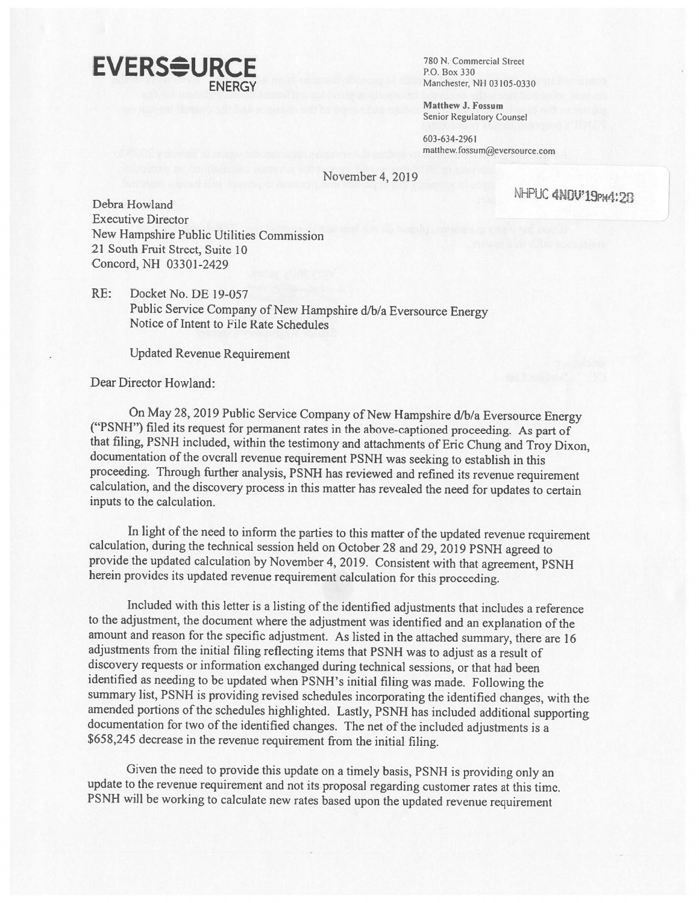**EVERSOURCE**
**ENERGY**

780 N. Commercial Street
P.O. Box 330
Manchester, NH 03105-0330

**Matthew J. Fossum**
Senior Regulatory Counsel

603-634-2961
matthew.fossum@eversource.com

November 4, 2019

NHPUC 4NOV'19PM4:28

Debra Howland
Executive Director
New Hampshire Public Utilities Commission
21 South Fruit Street, Suite 10
Concord, NH 03301-2429

RE: Docket No. DE 19-057
Public Service Company of New Hampshire d/b/a Eversource Energy
Notice of Intent to File Rate Schedules

Updated Revenue Requirement

Dear Director Howland:

On May 28, 2019 Public Service Company of New Hampshire d/b/a Eversource Energy ("PSNH") filed its request for permanent rates in the above-captioned proceeding. As part of that filing, PSNH included, within the testimony and attachments of Eric Chung and Troy Dixon, documentation of the overall revenue requirement PSNH was seeking to establish in this proceeding. Through further analysis, PSNH has reviewed and refined its revenue requirement calculation, and the discovery process in this matter has revealed the need for updates to certain inputs to the calculation.

In light of the need to inform the parties to this matter of the updated revenue requirement calculation, during the technical session held on October 28 and 29, 2019 PSNH agreed to provide the updated calculation by November 4, 2019. Consistent with that agreement, PSNH herein provides its updated revenue requirement calculation for this proceeding.

Included with this letter is a listing of the identified adjustments that includes a reference to the adjustment, the document where the adjustment was identified and an explanation of the amount and reason for the specific adjustment. As listed in the attached summary, there are 16 adjustments from the initial filing reflecting items that PSNH was to adjust as a result of discovery requests or information exchanged during technical sessions, or that had been identified as needing to be updated when PSNH's initial filing was made. Following the summary list, PSNH is providing revised schedules incorporating the identified changes, with the amended portions of the schedules highlighted. Lastly, PSNH has included additional supporting documentation for two of the identified changes. The net of the included adjustments is a $658,245 decrease in the revenue requirement from the initial filing.

Given the need to provide this update on a timely basis, PSNH is providing only an update to the revenue requirement and not its proposal regarding customer rates at this time. PSNH will be working to calculate new rates based upon the updated revenue requirement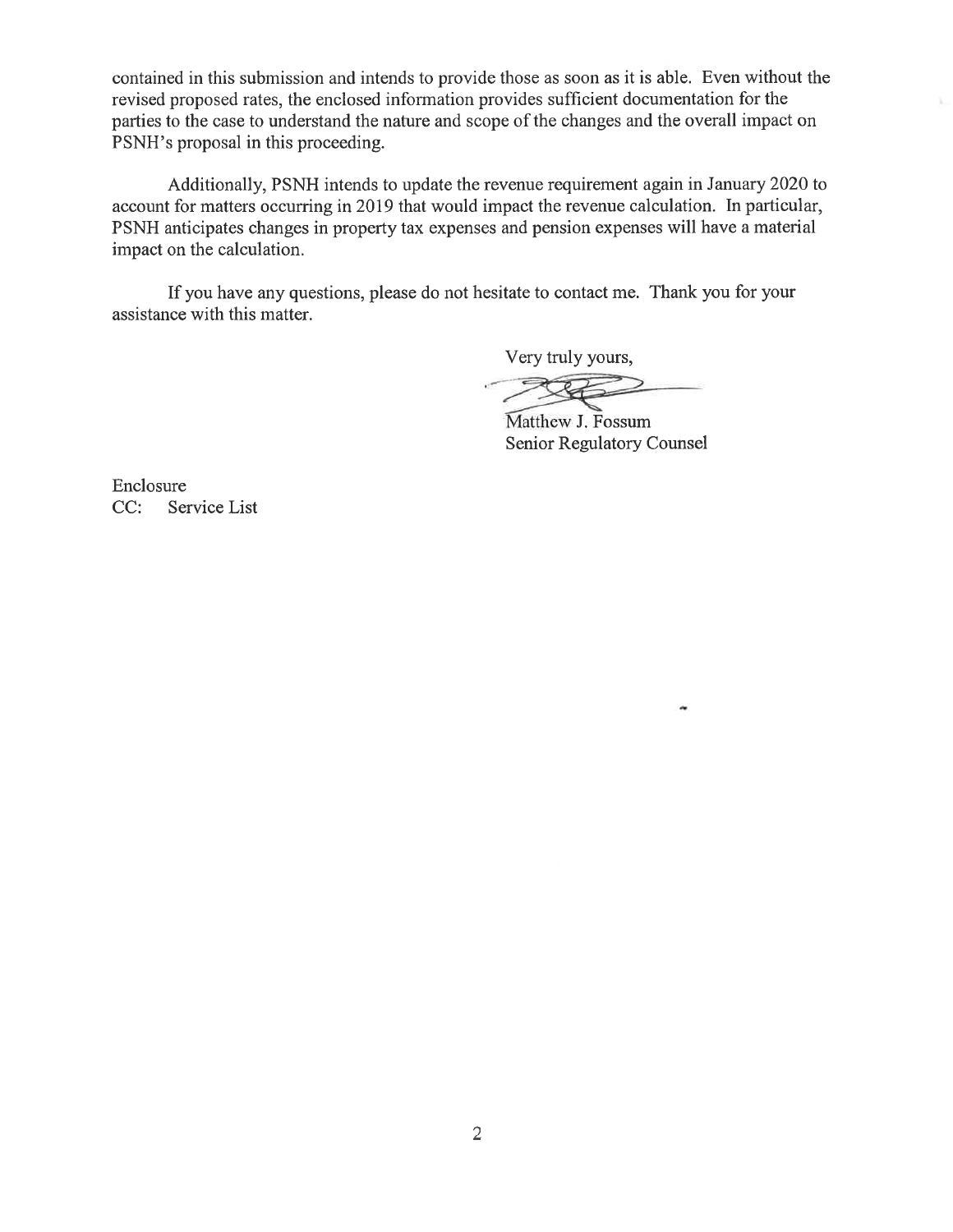contained in this submission and intends to provide those as soon as it is able. Even without the revised proposed rates, the enclosed information provides sufficient documentation for the parties to the case to understand the nature and scope of the changes and the overall impact on PSNH's proposal in this proceeding.

Additionally, PSNH intends to update the revenue requirement again in January 2020 to account for matters occurring in 2019 that would impact the revenue calculation. In particular, PSNH anticipates changes in property tax expenses and pension expenses will have a material impact on the calculation.

If you have any questions, please do not hesitate to contact me. Thank you for your assistance with this matter.

Very truly yours,

Matthew J. Fossum
Senior Regulatory Counsel

Enclosure
CC: Service List